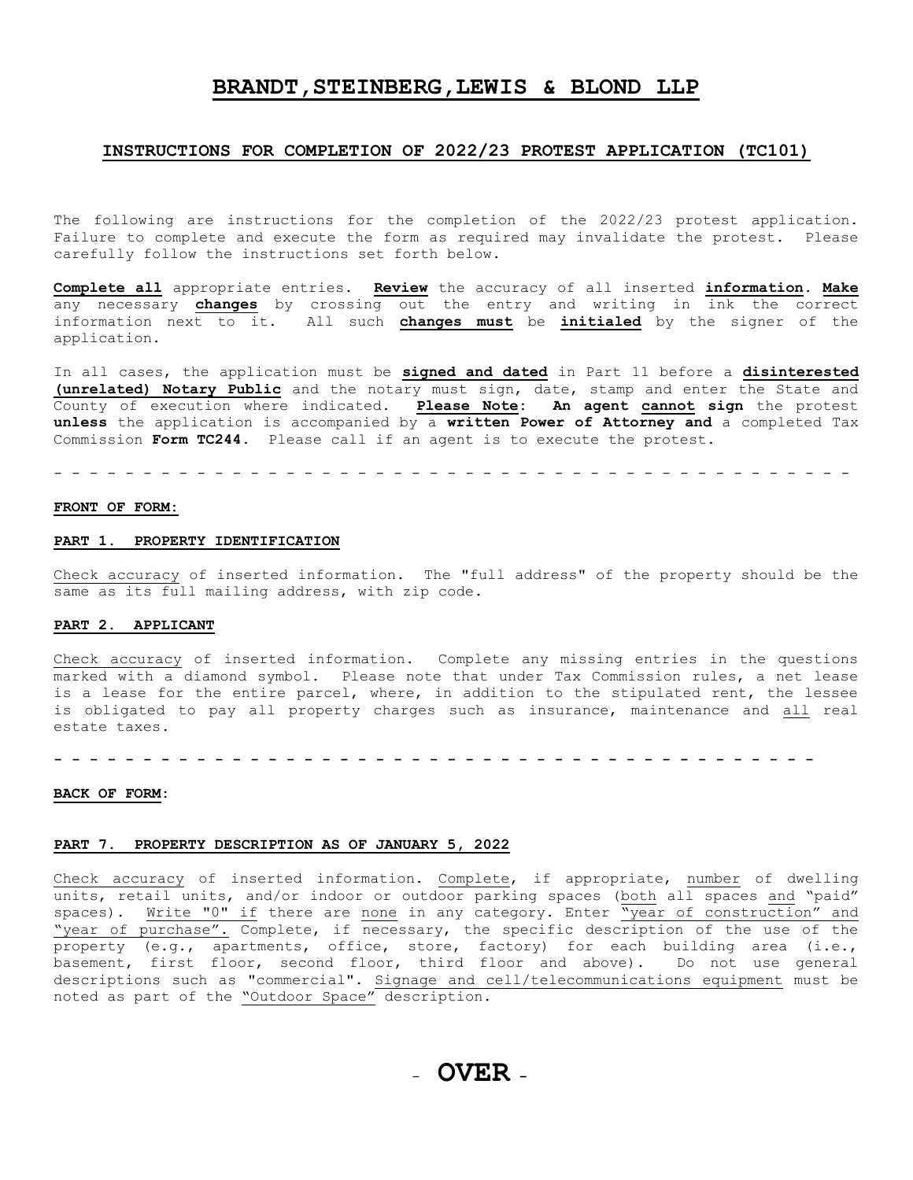# BRANDT,STEINBERG,LEWIS & BLOND LLP

## INSTRUCTIONS FOR COMPLETION OF 2022/23 PROTEST APPLICATION (TC101)

The following are instructions for the completion of the 2022/23 protest application. Failure to complete and execute the form as required may invalidate the protest. Please carefully follow the instructions set forth below.

**Complete all** appropriate entries. **Review** the accuracy of all inserted **information**. **Make** any necessary **changes** by crossing out the entry and writing in ink the correct information next to it. All such **changes must** be **initialed** by the signer of the application.

In all cases, the application must be **signed and dated** in Part 11 before a **disinterested (unrelated) Notary Public** and the notary must sign, date, stamp and enter the State and County of execution where indicated. **Please Note: An agent cannot sign** the protest **unless** the application is accompanied by a **written Power of Attorney and** a completed Tax Commission **Form TC244**. Please call if an agent is to execute the protest.

- - - - - - - - - - - - - - - - - - - - - - - - - - - - - - - - - - - - - - - - - - - - -

**FRONT OF FORM:**

**PART 1. PROPERTY IDENTIFICATION**

Check accuracy of inserted information. The "full address" of the property should be the same as its full mailing address, with zip code.

**PART 2. APPLICANT**

Check accuracy of inserted information. Complete any missing entries in the questions marked with a diamond symbol. Please note that under Tax Commission rules, a net lease is a lease for the entire parcel, where, in addition to the stipulated rent, the lessee is obligated to pay all property charges such as insurance, maintenance and all real estate taxes.

- - - - - - - - - - - - - - - - - - - - - - - - - - - - - - - - - - - - - - - - - - - -

**BACK OF FORM:**

**PART 7. PROPERTY DESCRIPTION AS OF JANUARY 5, 2022**

Check accuracy of inserted information. Complete, if appropriate, number of dwelling units, retail units, and/or indoor or outdoor parking spaces (both all spaces and "paid" spaces). Write "0" if there are none in any category. Enter "year of construction" and "year of purchase". Complete, if necessary, the specific description of the use of the property (e.g., apartments, office, store, factory) for each building area (i.e., basement, first floor, second floor, third floor and above). Do not use general descriptions such as "commercial". Signage and cell/telecommunications equipment must be noted as part of the "Outdoor Space" description.

- **OVER** -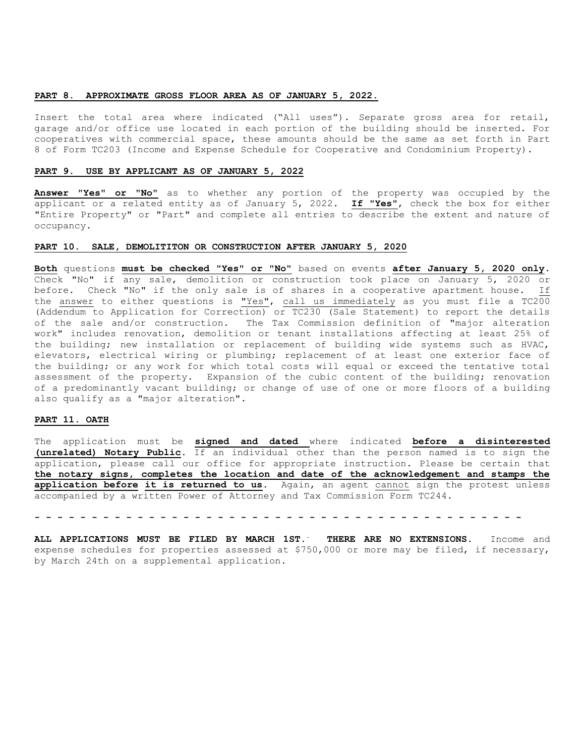**PART 8. APPROXIMATE GROSS FLOOR AREA AS OF JANUARY 5, 2022.**

Insert the total area where indicated ("All uses"). Separate gross area for retail, garage and/or office use located in each portion of the building should be inserted. For cooperatives with commercial space, these amounts should be the same as set forth in Part 8 of Form TC203 (Income and Expense Schedule for Cooperative and Condominium Property).

**PART 9. USE BY APPLICANT AS OF JANUARY 5, 2022**

**Answer "Yes" or "No"** as to whether any portion of the property was occupied by the applicant or a related entity as of January 5, 2022. **If "Yes"**, check the box for either "Entire Property" or "Part" and complete all entries to describe the extent and nature of occupancy.

**PART 10. SALE, DEMOLITITON OR CONSTRUCTION AFTER JANUARY 5, 2020**

**Both** questions **must be checked "Yes" or "No"** based on events **after January 5, 2020 only**. Check "No" if any sale, demolition or construction took place on January 5, 2020 or before. Check "No" if the only sale is of shares in a cooperative apartment house. If the answer to either questions is "Yes", call us immediately as you must file a TC200 (Addendum to Application for Correction) or TC230 (Sale Statement) to report the details of the sale and/or construction. The Tax Commission definition of "major alteration work" includes renovation, demolition or tenant installations affecting at least 25% of the building; new installation or replacement of building wide systems such as HVAC, elevators, electrical wiring or plumbing; replacement of at least one exterior face of the building; or any work for which total costs will equal or exceed the tentative total assessment of the property. Expansion of the cubic content of the building; renovation of a predominantly vacant building; or change of use of one or more floors of a building also qualify as a "major alteration".

**PART 11. OATH**

The application must be **signed and dated** where indicated **before a disinterested (unrelated) Notary Public**. If an individual other than the person named is to sign the application, please call our office for appropriate instruction. Please be certain that **the notary signs, completes the location and date of the acknowledgement and stamps the application before it is returned to us**. Again, an agent cannot sign the protest unless accompanied by a written Power of Attorney and Tax Commission Form TC244.

- - - - - - - - - - - - - - - - - - - - - - - - - - - - - - - - - - - - - - - - - - - -

**ALL APPLICATIONS MUST BE FILED BY MARCH 1ST. THERE ARE NO EXTENSIONS.** Income and expense schedules for properties assessed at $750,000 or more may be filed, if necessary, by March 24th on a supplemental application.